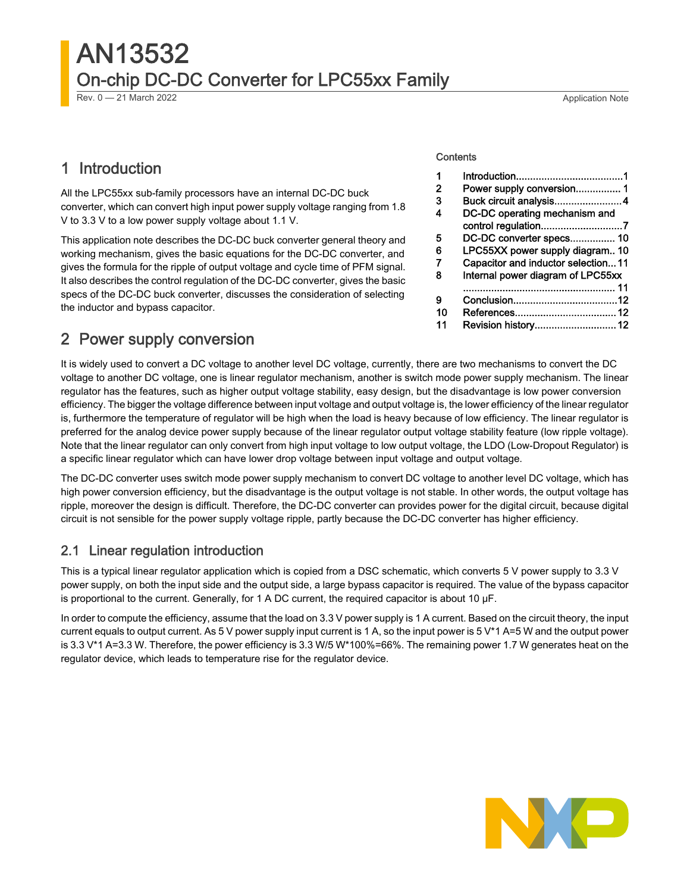# AN13532

## On-chip DC-DC Converter for LPC55xx Family

Rev. 0 — 21 March 2022 Application Note

Contents

| | | |
|---|---|---|
| 1 | Introduction | 1 |
| 2 | Power supply conversion | 1 |
| 3 | Buck circuit analysis | 4 |
| 4 | DC-DC operating mechanism and control regulation | 7 |
| 5 | DC-DC converter specs | 10 |
| 6 | LPC55XX power supply diagram | 10 |
| 7 | Capacitor and inductor selection | 11 |
| 8 | Internal power diagram of LPC55xx | 11 |
| 9 | Conclusion | 12 |
| 10 | References | 12 |
| 11 | Revision history | 12 |

## 1 Introduction

All the LPC55xx sub-family processors have an internal DC-DC buck converter, which can convert high input power supply voltage ranging from 1.8 V to 3.3 V to a low power supply voltage about 1.1 V.

This application note describes the DC-DC buck converter general theory and working mechanism, gives the basic equations for the DC-DC converter, and gives the formula for the ripple of output voltage and cycle time of PFM signal. It also describes the control regulation of the DC-DC converter, gives the basic specs of the DC-DC buck converter, discusses the consideration of selecting the inductor and bypass capacitor.

## 2 Power supply conversion

It is widely used to convert a DC voltage to another level DC voltage, currently, there are two mechanisms to convert the DC voltage to another DC voltage, one is linear regulator mechanism, another is switch mode power supply mechanism. The linear regulator has the features, such as higher output voltage stability, easy design, but the disadvantage is low power conversion efficiency. The bigger the voltage difference between input voltage and output voltage is, the lower efficiency of the linear regulator is, furthermore the temperature of regulator will be high when the load is heavy because of low efficiency. The linear regulator is preferred for the analog device power supply because of the linear regulator output voltage stability feature (low ripple voltage). Note that the linear regulator can only convert from high input voltage to low output voltage, the LDO (Low-Dropout Regulator) is a specific linear regulator which can have lower drop voltage between input voltage and output voltage.

The DC-DC converter uses switch mode power supply mechanism to convert DC voltage to another level DC voltage, which has high power conversion efficiency, but the disadvantage is the output voltage is not stable. In other words, the output voltage has ripple, moreover the design is difficult. Therefore, the DC-DC converter can provides power for the digital circuit, because digital circuit is not sensible for the power supply voltage ripple, partly because the DC-DC converter has higher efficiency.

### 2.1 Linear regulation introduction

This is a typical linear regulator application which is copied from a DSC schematic, which converts 5 V power supply to 3.3 V power supply, on both the input side and the output side, a large bypass capacitor is required. The value of the bypass capacitor is proportional to the current. Generally, for 1 A DC current, the required capacitor is about 10 μF.

In order to compute the efficiency, assume that the load on 3.3 V power supply is 1 A current. Based on the circuit theory, the input current equals to output current. As 5 V power supply input current is 1 A, so the input power is 5 V*1 A=5 W and the output power is 3.3 V*1 A=3.3 W. Therefore, the power efficiency is 3.3 W/5 W*100%=66%. The remaining power 1.7 W generates heat on the regulator device, which leads to temperature rise for the regulator device.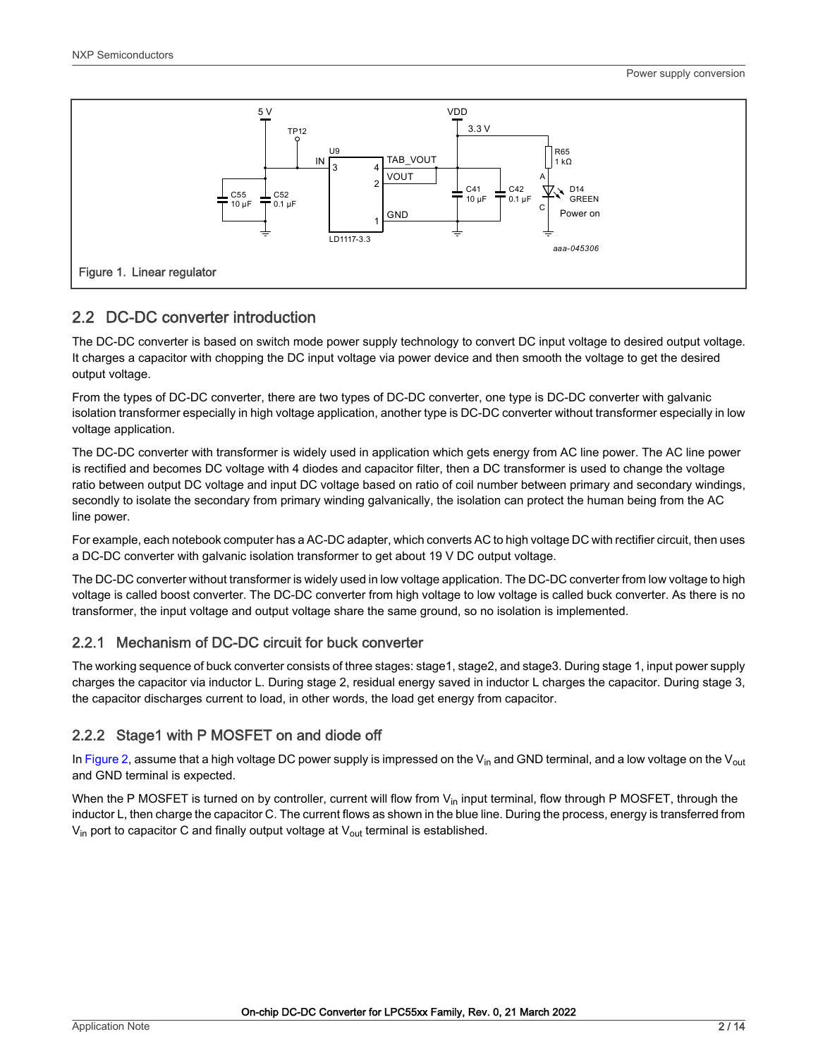Figure 1. Linear regulator

## 2.2 DC-DC converter introduction

The DC-DC converter is based on switch mode power supply technology to convert DC input voltage to desired output voltage. It charges a capacitor with chopping the DC input voltage via power device and then smooth the voltage to get the desired output voltage.

From the types of DC-DC converter, there are two types of DC-DC converter, one type is DC-DC converter with galvanic isolation transformer especially in high voltage application, another type is DC-DC converter without transformer especially in low voltage application.

The DC-DC converter with transformer is widely used in application which gets energy from AC line power. The AC line power is rectified and becomes DC voltage with 4 diodes and capacitor filter, then a DC transformer is used to change the voltage ratio between output DC voltage and input DC voltage based on ratio of coil number between primary and secondary windings, secondly to isolate the secondary from primary winding galvanically, the isolation can protect the human being from the AC line power.

For example, each notebook computer has a AC-DC adapter, which converts AC to high voltage DC with rectifier circuit, then uses a DC-DC converter with galvanic isolation transformer to get about 19 V DC output voltage.

The DC-DC converter without transformer is widely used in low voltage application. The DC-DC converter from low voltage to high voltage is called boost converter. The DC-DC converter from high voltage to low voltage is called buck converter. As there is no transformer, the input voltage and output voltage share the same ground, so no isolation is implemented.

### 2.2.1 Mechanism of DC-DC circuit for buck converter

The working sequence of buck converter consists of three stages: stage1, stage2, and stage3. During stage 1, input power supply charges the capacitor via inductor L. During stage 2, residual energy saved in inductor L charges the capacitor. During stage 3, the capacitor discharges current to load, in other words, the load get energy from capacitor.

### 2.2.2 Stage1 with P MOSFET on and diode off

In Figure 2, assume that a high voltage DC power supply is impressed on the $V_{in}$ and GND terminal, and a low voltage on the $V_{out}$ and GND terminal is expected.

When the P MOSFET is turned on by controller, current will flow from $V_{in}$ input terminal, flow through P MOSFET, through the inductor L, then charge the capacitor C. The current flows as shown in the blue line. During the process, energy is transferred from $V_{in}$ port to capacitor C and finally output voltage at $V_{out}$ terminal is established.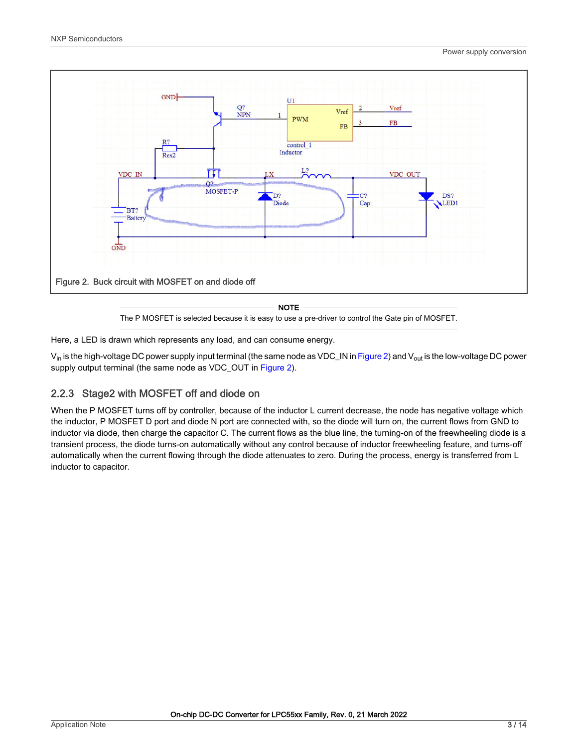Figure 2. Buck circuit with MOSFET on and diode off

> **NOTE**
>
> The P MOSFET is selected because it is easy to use a pre-driver to control the Gate pin of MOSFET.

Here, a LED is drawn which represents any load, and can consume energy.

$V_{in}$ is the high-voltage DC power supply input terminal (the same node as VDC_IN in Figure 2) and $V_{out}$ is the low-voltage DC power supply output terminal (the same node as VDC_OUT in Figure 2).

### 2.2.3 Stage2 with MOSFET off and diode on

When the P MOSFET turns off by controller, because of the inductor L current decrease, the node has negative voltage which the inductor, P MOSFET D port and diode N port are connected with, so the diode will turn on, the current flows from GND to inductor via diode, then charge the capacitor C. The current flows as the blue line, the turning-on of the freewheeling diode is a transient process, the diode turns-on automatically without any control because of inductor freewheeling feature, and turns-off automatically when the current flowing through the diode attenuates to zero. During the process, energy is transferred from L inductor to capacitor.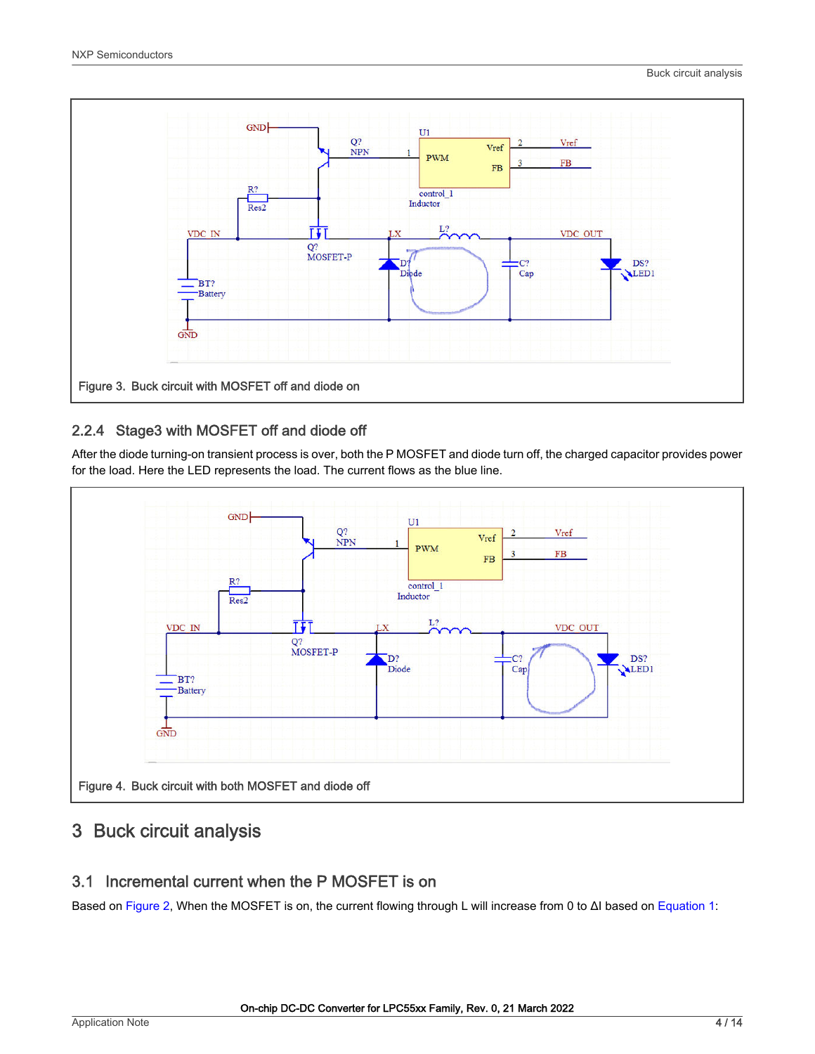Figure 3. Buck circuit with MOSFET off and diode on

### 2.2.4 Stage3 with MOSFET off and diode off

After the diode turning-on transient process is over, both the P MOSFET and diode turn off, the charged capacitor provides power for the load. Here the LED represents the load. The current flows as the blue line.

Figure 4. Buck circuit with both MOSFET and diode off

# 3 Buck circuit analysis

## 3.1 Incremental current when the P MOSFET is on

Based on Figure 2, When the MOSFET is on, the current flowing through L will increase from 0 to ΔI based on Equation 1: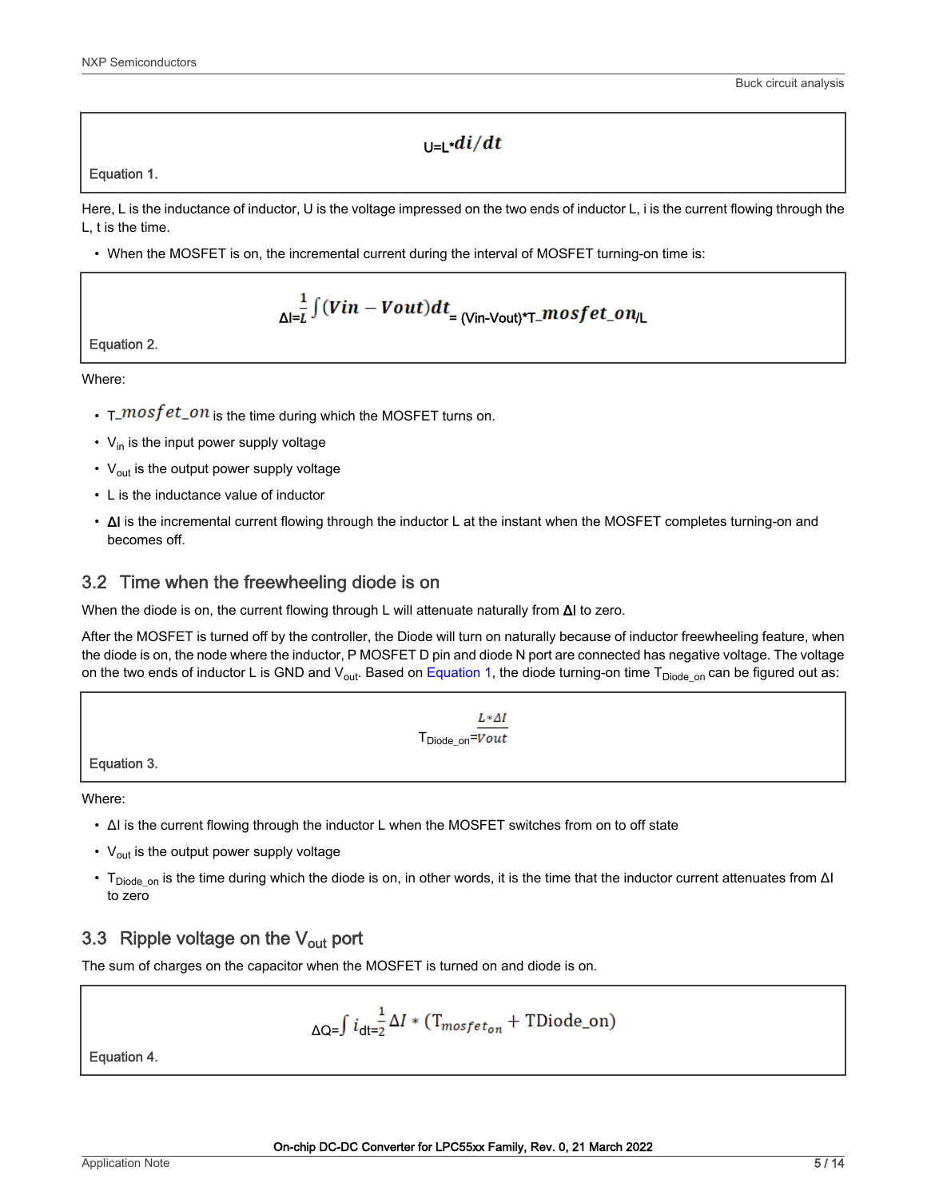$$U = L * di/dt$$

Equation 1.

Here, L is the inductance of inductor, U is the voltage impressed on the two ends of inductor L, i is the current flowing through the L, t is the time.

- When the MOSFET is on, the incremental current during the interval of MOSFET turning-on time is:

$$\Delta I = \frac{1}{L}\int (Vin - Vout)dt = (Vin - Vout) * T\_mosfet\_on / L$$

Equation 2.

Where:

- $T\_mosfet\_on$ is the time during which the MOSFET turns on.
- $V_{in}$ is the input power supply voltage
- $V_{out}$ is the output power supply voltage
- L is the inductance value of inductor
- **ΔI** is the incremental current flowing through the inductor L at the instant when the MOSFET completes turning-on and becomes off.

## 3.2 Time when the freewheeling diode is on

When the diode is on, the current flowing through L will attenuate naturally from **ΔI** to zero.

After the MOSFET is turned off by the controller, the Diode will turn on naturally because of inductor freewheeling feature, when the diode is on, the node where the inductor, P MOSFET D pin and diode N port are connected has negative voltage. The voltage on the two ends of inductor L is GND and $V_{out}$. Based on Equation 1, the diode turning-on time $T_{Diode\_on}$ can be figured out as:

$$T_{Diode\_on} = \frac{L * \Delta I}{Vout}$$

Equation 3.

Where:

- ΔI is the current flowing through the inductor L when the MOSFET switches from on to off state
- $V_{out}$ is the output power supply voltage
- $T_{Diode\_on}$ is the time during which the diode is on, in other words, it is the time that the inductor current attenuates from ΔI to zero

## 3.3 Ripple voltage on the $V_{out}$ port

The sum of charges on the capacitor when the MOSFET is turned on and diode is on.

$$\Delta Q = \int i\,dt = \frac{1}{2}\Delta I * (T_{mosfet_{on}} + TDiode\_on)$$

Equation 4.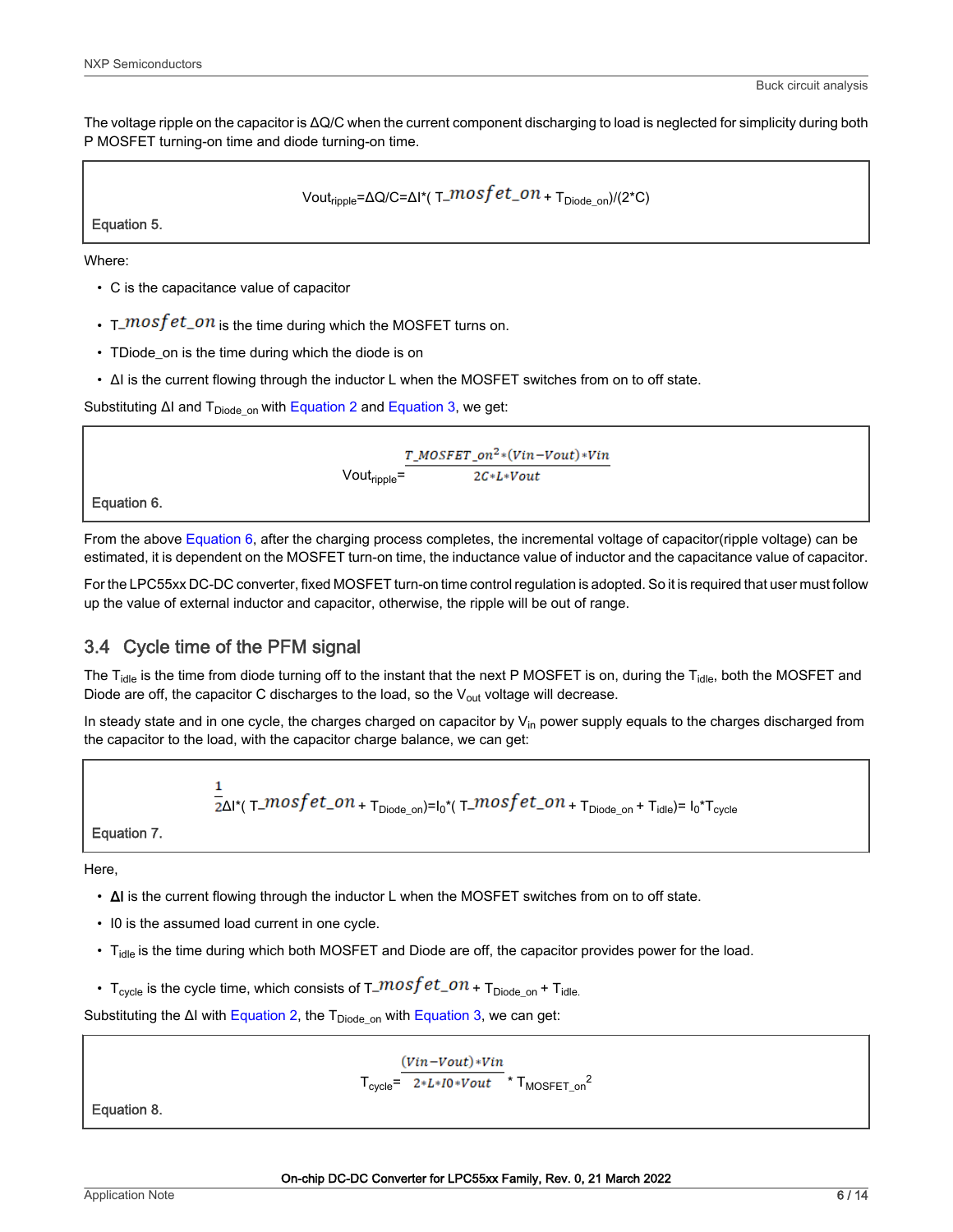The voltage ripple on the capacitor is ΔQ/C when the current component discharging to load is neglected for simplicity during both P MOSFET turning-on time and diode turning-on time.

$$Vout_{ripple}=\Delta Q/C=\Delta I*(T\_mosfet\_on + T_{Diode\_on})/(2*C)$$

**Equation 5.**

Where:

- C is the capacitance value of capacitor
- $T\_mosfet\_on$ is the time during which the MOSFET turns on.
- TDiode_on is the time during which the diode is on
- ΔI is the current flowing through the inductor L when the MOSFET switches from on to off state.

Substituting ΔI and $T_{Diode\_on}$ with Equation 2 and Equation 3, we get:

$$Vout_{ripple}=\frac{T\_MOSFET\_on^2*(Vin-Vout)*Vin}{2C*L*Vout}$$

**Equation 6.**

From the above Equation 6, after the charging process completes, the incremental voltage of capacitor(ripple voltage) can be estimated, it is dependent on the MOSFET turn-on time, the inductance value of inductor and the capacitance value of capacitor.

For the LPC55xx DC-DC converter, fixed MOSFET turn-on time control regulation is adopted. So it is required that user must follow up the value of external inductor and capacitor, otherwise, the ripple will be out of range.

## 3.4 Cycle time of the PFM signal

The $T_{idle}$ is the time from diode turning off to the instant that the next P MOSFET is on, during the $T_{idle}$, both the MOSFET and Diode are off, the capacitor C discharges to the load, so the $V_{out}$ voltage will decrease.

In steady state and in one cycle, the charges charged on capacitor by $V_{in}$ power supply equals to the charges discharged from the capacitor to the load, with the capacitor charge balance, we can get:

$$\frac{1}{2}\Delta I*(T\_mosfet\_on + T_{Diode\_on})=I_0*(T\_mosfet\_on + T_{Diode\_on} + T_{idle})= I_0*T_{cycle}$$

**Equation 7.**

Here,

- **ΔI** is the current flowing through the inductor L when the MOSFET switches from on to off state.
- I0 is the assumed load current in one cycle.
- $T_{idle}$ is the time during which both MOSFET and Diode are off, the capacitor provides power for the load.
- $T_{cycle}$ is the cycle time, which consists of $T\_mosfet\_on + T_{Diode\_on} + T_{idle}$.

Substituting the ΔI with Equation 2, the $T_{Diode\_on}$ with Equation 3, we can get:

$$T_{cycle}=\frac{(Vin-Vout)*Vin}{2*L*I0*Vout}*T_{MOSFET\_on}^2$$

**Equation 8.**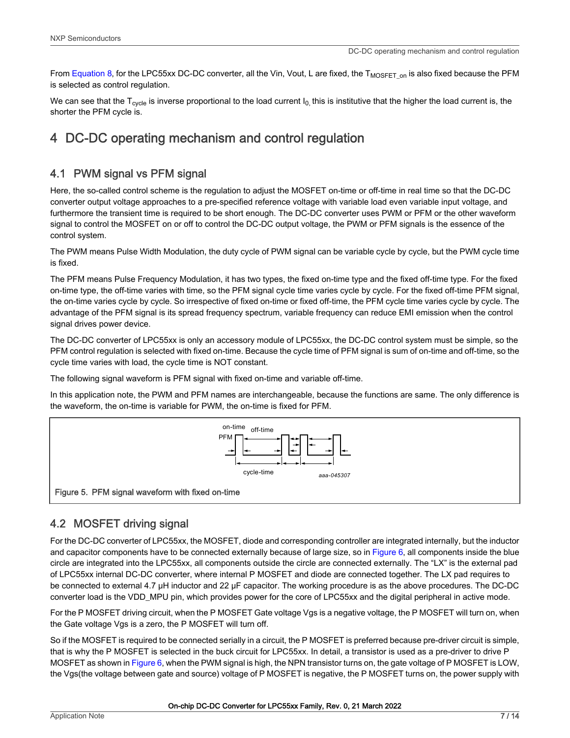From Equation 8, for the LPC55xx DC-DC converter, all the Vin, Vout, L are fixed, the $T_{MOSFET\_on}$ is also fixed because the PFM is selected as control regulation.

We can see that the $T_{cycle}$ is inverse proportional to the load current $I_{0,}$ this is institutive that the higher the load current is, the shorter the PFM cycle is.

# 4 DC-DC operating mechanism and control regulation

## 4.1 PWM signal vs PFM signal

Here, the so-called control scheme is the regulation to adjust the MOSFET on-time or off-time in real time so that the DC-DC converter output voltage approaches to a pre-specified reference voltage with variable load even variable input voltage, and furthermore the transient time is required to be short enough. The DC-DC converter uses PWM or PFM or the other waveform signal to control the MOSFET on or off to control the DC-DC output voltage, the PWM or PFM signals is the essence of the control system.

The PWM means Pulse Width Modulation, the duty cycle of PWM signal can be variable cycle by cycle, but the PWM cycle time is fixed.

The PFM means Pulse Frequency Modulation, it has two types, the fixed on-time type and the fixed off-time type. For the fixed on-time type, the off-time varies with time, so the PFM signal cycle time varies cycle by cycle. For the fixed off-time PFM signal, the on-time varies cycle by cycle. So irrespective of fixed on-time or fixed off-time, the PFM cycle time varies cycle by cycle. The advantage of the PFM signal is its spread frequency spectrum, variable frequency can reduce EMI emission when the control signal drives power device.

The DC-DC converter of LPC55xx is only an accessory module of LPC55xx, the DC-DC control system must be simple, so the PFM control regulation is selected with fixed on-time. Because the cycle time of PFM signal is sum of on-time and off-time, so the cycle time varies with load, the cycle time is NOT constant.

The following signal waveform is PFM signal with fixed on-time and variable off-time.

In this application note, the PWM and PFM names are interchangeable, because the functions are same. The only difference is the waveform, the on-time is variable for PWM, the on-time is fixed for PFM.

Figure 5. PFM signal waveform with fixed on-time

## 4.2 MOSFET driving signal

For the DC-DC converter of LPC55xx, the MOSFET, diode and corresponding controller are integrated internally, but the inductor and capacitor components have to be connected externally because of large size, so in Figure 6, all components inside the blue circle are integrated into the LPC55xx, all components outside the circle are connected externally. The "LX" is the external pad of LPC55xx internal DC-DC converter, where internal P MOSFET and diode are connected together. The LX pad requires to be connected to external 4.7 μH inductor and 22 μF capacitor. The working procedure is as the above procedures. The DC-DC converter load is the VDD_MPU pin, which provides power for the core of LPC55xx and the digital peripheral in active mode.

For the P MOSFET driving circuit, when the P MOSFET Gate voltage Vgs is a negative voltage, the P MOSFET will turn on, when the Gate voltage Vgs is a zero, the P MOSFET will turn off.

So if the MOSFET is required to be connected serially in a circuit, the P MOSFET is preferred because pre-driver circuit is simple, that is why the P MOSFET is selected in the buck circuit for LPC55xx. In detail, a transistor is used as a pre-driver to drive P MOSFET as shown in Figure 6, when the PWM signal is high, the NPN transistor turns on, the gate voltage of P MOSFET is LOW, the Vgs(the voltage between gate and source) voltage of P MOSFET is negative, the P MOSFET turns on, the power supply with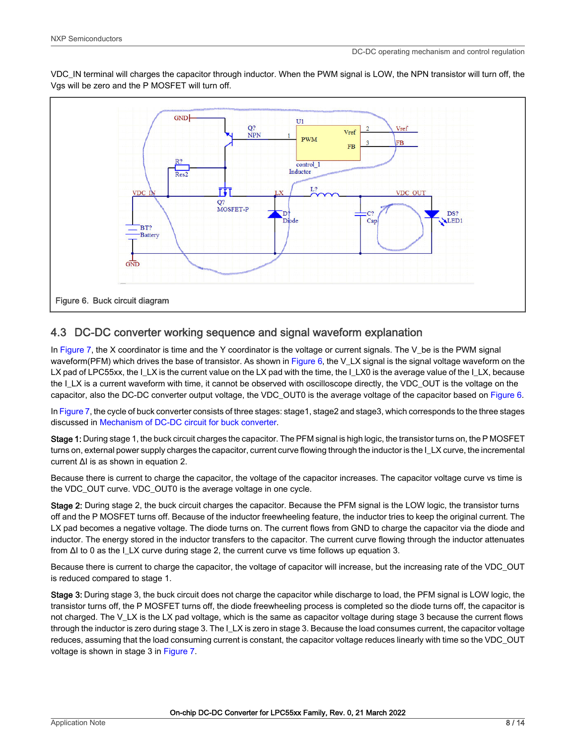VDC_IN terminal will charges the capacitor through inductor. When the PWM signal is LOW, the NPN transistor will turn off, the Vgs will be zero and the P MOSFET will turn off.

Figure 6. Buck circuit diagram

## 4.3 DC-DC converter working sequence and signal waveform explanation

In Figure 7, the X coordinator is time and the Y coordinator is the voltage or current signals. The V_be is the PWM signal waveform(PFM) which drives the base of transistor. As shown in Figure 6, the V_LX signal is the signal voltage waveform on the LX pad of LPC55xx, the I_LX is the current value on the LX pad with the time, the I_LX0 is the average value of the I_LX, because the I_LX is a current waveform with time, it cannot be observed with oscilloscope directly, the VDC_OUT is the voltage on the capacitor, also the DC-DC converter output voltage, the VDC_OUT0 is the average voltage of the capacitor based on Figure 6.

In Figure 7, the cycle of buck converter consists of three stages: stage1, stage2 and stage3, which corresponds to the three stages discussed in Mechanism of DC-DC circuit for buck converter.

**Stage 1:** During stage 1, the buck circuit charges the capacitor. The PFM signal is high logic, the transistor turns on, the P MOSFET turns on, external power supply charges the capacitor, current curve flowing through the inductor is the I_LX curve, the incremental current ΔI is as shown in equation 2.

Because there is current to charge the capacitor, the voltage of the capacitor increases. The capacitor voltage curve vs time is the VDC_OUT curve. VDC_OUT0 is the average voltage in one cycle.

**Stage 2:** During stage 2, the buck circuit charges the capacitor. Because the PFM signal is the LOW logic, the transistor turns off and the P MOSFET turns off. Because of the inductor freewheeling feature, the inductor tries to keep the original current. The LX pad becomes a negative voltage. The diode turns on. The current flows from GND to charge the capacitor via the diode and inductor. The energy stored in the inductor transfers to the capacitor. The current curve flowing through the inductor attenuates from ΔI to 0 as the I_LX curve during stage 2, the current curve vs time follows up equation 3.

Because there is current to charge the capacitor, the voltage of capacitor will increase, but the increasing rate of the VDC_OUT is reduced compared to stage 1.

**Stage 3:** During stage 3, the buck circuit does not charge the capacitor while discharge to load, the PFM signal is LOW logic, the transistor turns off, the P MOSFET turns off, the diode freewheeling process is completed so the diode turns off, the capacitor is not charged. The V_LX is the LX pad voltage, which is the same as capacitor voltage during stage 3 because the current flows through the inductor is zero during stage 3. The I_LX is zero in stage 3. Because the load consumes current, the capacitor voltage reduces, assuming that the load consuming current is constant, the capacitor voltage reduces linearly with time so the VDC_OUT voltage is shown in stage 3 in Figure 7.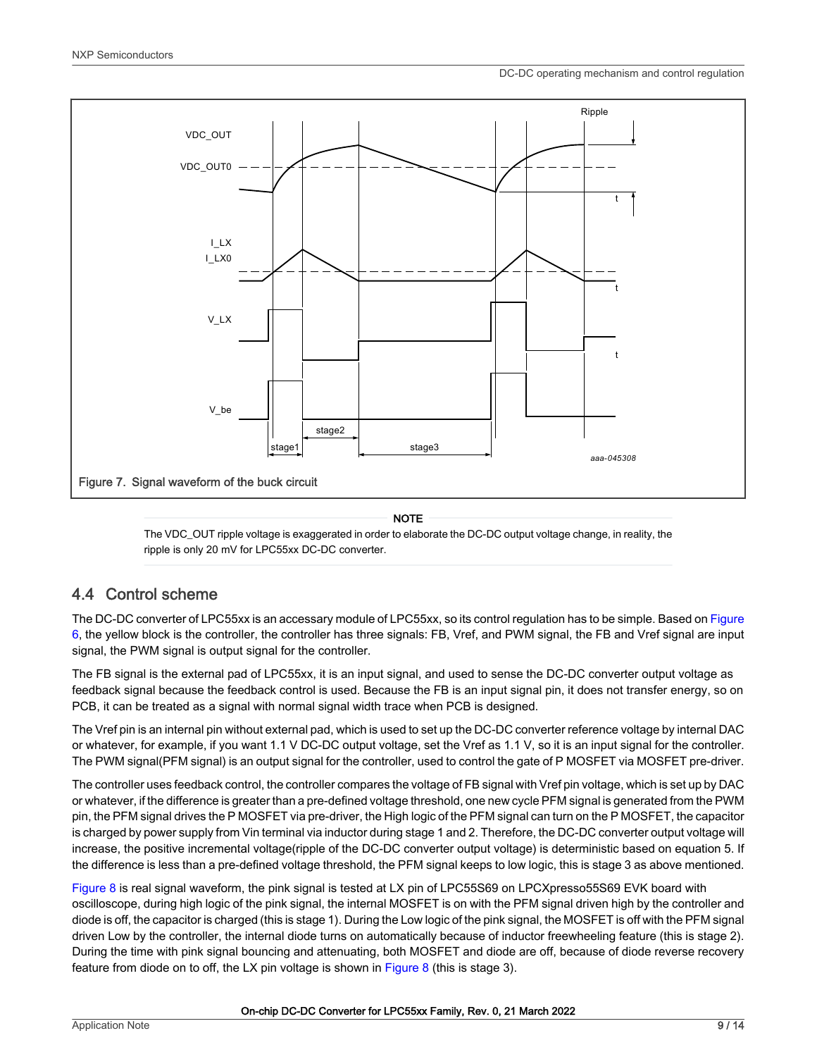Figure 7. Signal waveform of the buck circuit

NOTE

The VDC_OUT ripple voltage is exaggerated in order to elaborate the DC-DC output voltage change, in reality, the ripple is only 20 mV for LPC55xx DC-DC converter.

## 4.4 Control scheme

The DC-DC converter of LPC55xx is an accessary module of LPC55xx, so its control regulation has to be simple. Based on Figure 6, the yellow block is the controller, the controller has three signals: FB, Vref, and PWM signal, the FB and Vref signal are input signal, the PWM signal is output signal for the controller.

The FB signal is the external pad of LPC55xx, it is an input signal, and used to sense the DC-DC converter output voltage as feedback signal because the feedback control is used. Because the FB is an input signal pin, it does not transfer energy, so on PCB, it can be treated as a signal with normal signal width trace when PCB is designed.

The Vref pin is an internal pin without external pad, which is used to set up the DC-DC converter reference voltage by internal DAC or whatever, for example, if you want 1.1 V DC-DC output voltage, set the Vref as 1.1 V, so it is an input signal for the controller. The PWM signal(PFM signal) is an output signal for the controller, used to control the gate of P MOSFET via MOSFET pre-driver.

The controller uses feedback control, the controller compares the voltage of FB signal with Vref pin voltage, which is set up by DAC or whatever, if the difference is greater than a pre-defined voltage threshold, one new cycle PFM signal is generated from the PWM pin, the PFM signal drives the P MOSFET via pre-driver, the High logic of the PFM signal can turn on the P MOSFET, the capacitor is charged by power supply from Vin terminal via inductor during stage 1 and 2. Therefore, the DC-DC converter output voltage will increase, the positive incremental voltage(ripple of the DC-DC converter output voltage) is deterministic based on equation 5. If the difference is less than a pre-defined voltage threshold, the PFM signal keeps to low logic, this is stage 3 as above mentioned.

Figure 8 is real signal waveform, the pink signal is tested at LX pin of LPC55S69 on LPCXpresso55S69 EVK board with oscilloscope, during high logic of the pink signal, the internal MOSFET is on with the PFM signal driven high by the controller and diode is off, the capacitor is charged (this is stage 1). During the Low logic of the pink signal, the MOSFET is off with the PFM signal driven Low by the controller, the internal diode turns on automatically because of inductor freewheeling feature (this is stage 2). During the time with pink signal bouncing and attenuating, both MOSFET and diode are off, because of diode reverse recovery feature from diode on to off, the LX pin voltage is shown in Figure 8 (this is stage 3).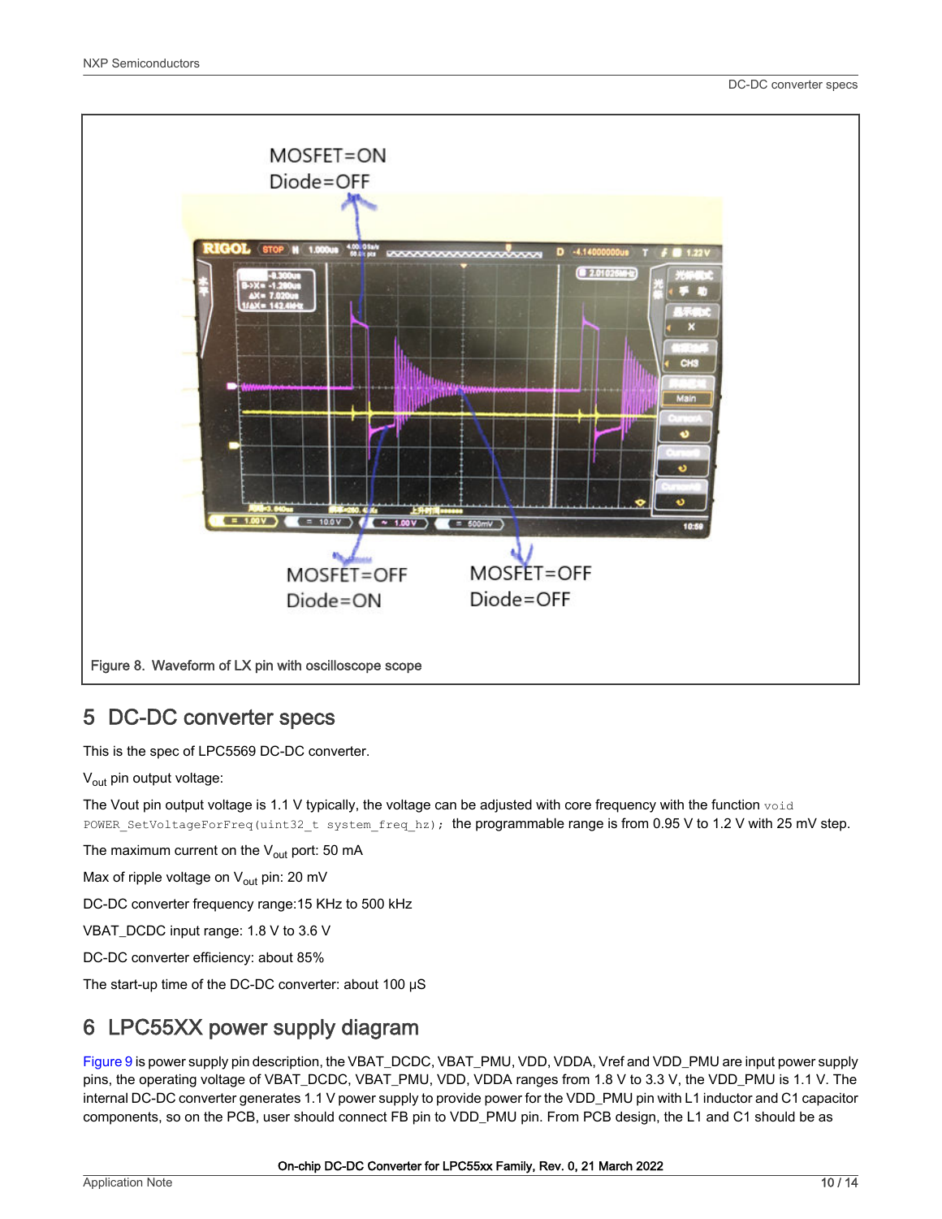Figure 8. Waveform of LX pin with oscilloscope scope

## 5 DC-DC converter specs

This is the spec of LPC5569 DC-DC converter.

$V_{out}$ pin output voltage:

The Vout pin output voltage is 1.1 V typically, the voltage can be adjusted with core frequency with the function `void POWER_SetVoltageForFreq(uint32_t system_freq_hz);` the programmable range is from 0.95 V to 1.2 V with 25 mV step.

The maximum current on the $V_{out}$ port: 50 mA

Max of ripple voltage on $V_{out}$ pin: 20 mV

DC-DC converter frequency range:15 KHz to 500 kHz

VBAT_DCDC input range: 1.8 V to 3.6 V

DC-DC converter efficiency: about 85%

The start-up time of the DC-DC converter: about 100 μS

## 6 LPC55XX power supply diagram

Figure 9 is power supply pin description, the VBAT_DCDC, VBAT_PMU, VDD, VDDA, Vref and VDD_PMU are input power supply pins, the operating voltage of VBAT_DCDC, VBAT_PMU, VDD, VDDA ranges from 1.8 V to 3.3 V, the VDD_PMU is 1.1 V. The internal DC-DC converter generates 1.1 V power supply to provide power for the VDD_PMU pin with L1 inductor and C1 capacitor components, so on the PCB, user should connect FB pin to VDD_PMU pin. From PCB design, the L1 and C1 should be as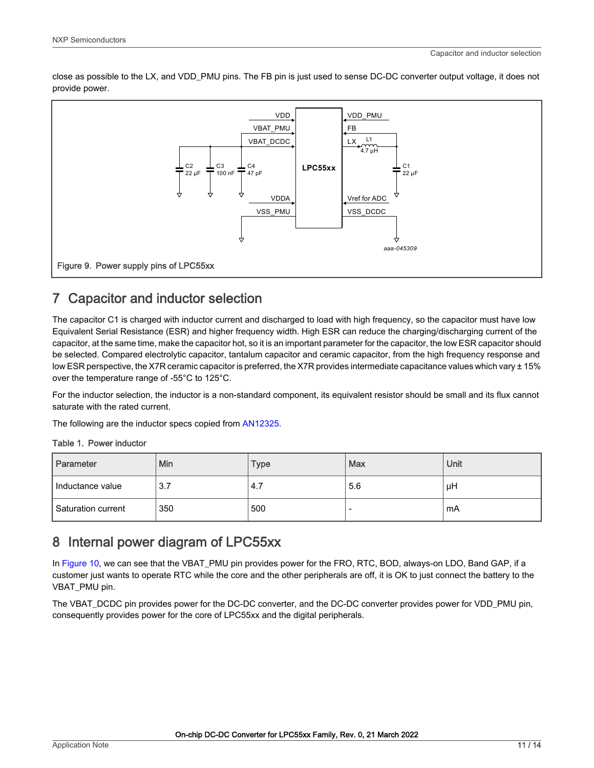close as possible to the LX, and VDD_PMU pins. The FB pin is just used to sense DC-DC converter output voltage, it does not provide power.

Figure 9. Power supply pins of LPC55xx

## 7 Capacitor and inductor selection

The capacitor C1 is charged with inductor current and discharged to load with high frequency, so the capacitor must have low Equivalent Serial Resistance (ESR) and higher frequency width. High ESR can reduce the charging/discharging current of the capacitor, at the same time, make the capacitor hot, so it is an important parameter for the capacitor, the low ESR capacitor should be selected. Compared electrolytic capacitor, tantalum capacitor and ceramic capacitor, from the high frequency response and low ESR perspective, the X7R ceramic capacitor is preferred, the X7R provides intermediate capacitance values which vary ± 15% over the temperature range of -55°C to 125°C.

For the inductor selection, the inductor is a non-standard component, its equivalent resistor should be small and its flux cannot saturate with the rated current.

The following are the inductor specs copied from AN12325.

Table 1. Power inductor

| Parameter | Min | Type | Max | Unit |
|---|---|---|---|---|
| Inductance value | 3.7 | 4.7 | 5.6 | μH |
| Saturation current | 350 | 500 | - | mA |

## 8 Internal power diagram of LPC55xx

In Figure 10, we can see that the VBAT_PMU pin provides power for the FRO, RTC, BOD, always-on LDO, Band GAP, if a customer just wants to operate RTC while the core and the other peripherals are off, it is OK to just connect the battery to the VBAT_PMU pin.

The VBAT_DCDC pin provides power for the DC-DC converter, and the DC-DC converter provides power for VDD_PMU pin, consequently provides power for the core of LPC55xx and the digital peripherals.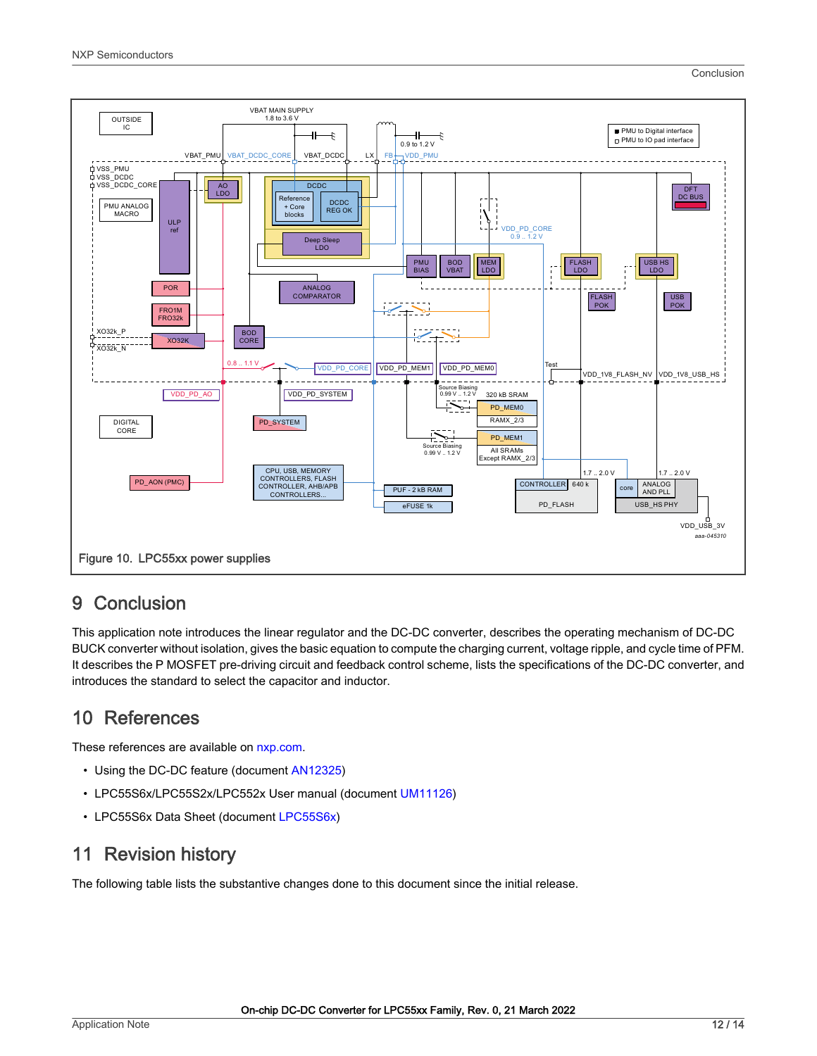Figure 10. LPC55xx power supplies

## 9 Conclusion

This application note introduces the linear regulator and the DC-DC converter, describes the operating mechanism of DC-DC BUCK converter without isolation, gives the basic equation to compute the charging current, voltage ripple, and cycle time of PFM. It describes the P MOSFET pre-driving circuit and feedback control scheme, lists the specifications of the DC-DC converter, and introduces the standard to select the capacitor and inductor.

## 10 References

These references are available on nxp.com.

- Using the DC-DC feature (document AN12325)
- LPC55S6x/LPC55S2x/LPC552x User manual (document UM11126)
- LPC55S6x Data Sheet (document LPC55S6x)

## 11 Revision history

The following table lists the substantive changes done to this document since the initial release.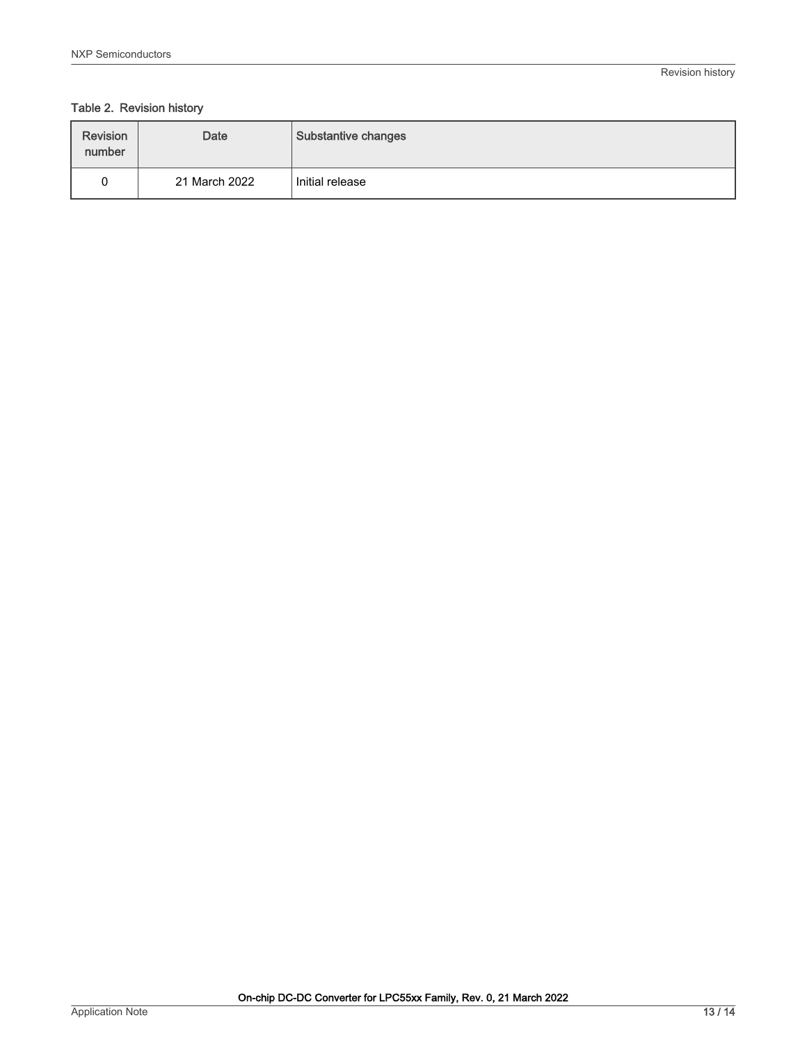Table 2. Revision history

| Revision number | Date | Substantive changes |
| --- | --- | --- |
| 0 | 21 March 2022 | Initial release |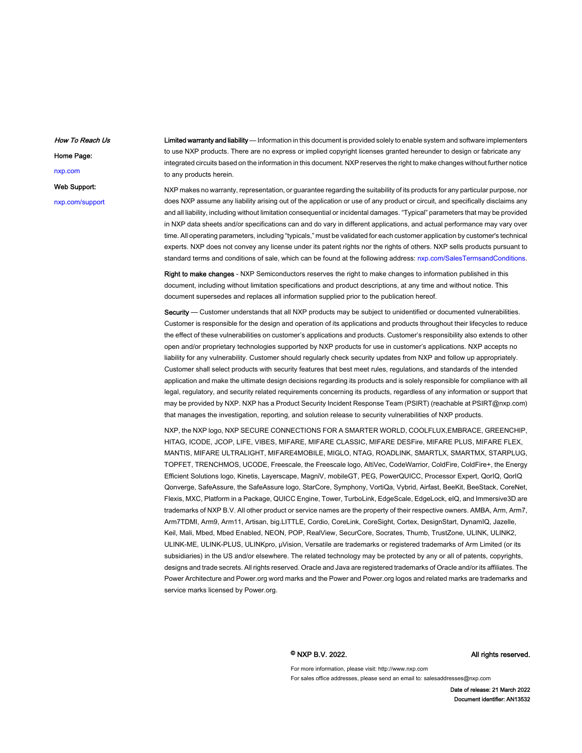*How To Reach Us*

**Home Page:**

nxp.com

**Web Support:**

nxp.com/support

**Limited warranty and liability** — Information in this document is provided solely to enable system and software implementers to use NXP products. There are no express or implied copyright licenses granted hereunder to design or fabricate any integrated circuits based on the information in this document. NXP reserves the right to make changes without further notice to any products herein.

NXP makes no warranty, representation, or guarantee regarding the suitability of its products for any particular purpose, nor does NXP assume any liability arising out of the application or use of any product or circuit, and specifically disclaims any and all liability, including without limitation consequential or incidental damages. "Typical" parameters that may be provided in NXP data sheets and/or specifications can and do vary in different applications, and actual performance may vary over time. All operating parameters, including "typicals," must be validated for each customer application by customer's technical experts. NXP does not convey any license under its patent rights nor the rights of others. NXP sells products pursuant to standard terms and conditions of sale, which can be found at the following address: nxp.com/SalesTermsandConditions.

**Right to make changes** - NXP Semiconductors reserves the right to make changes to information published in this document, including without limitation specifications and product descriptions, at any time and without notice. This document supersedes and replaces all information supplied prior to the publication hereof.

**Security** — Customer understands that all NXP products may be subject to unidentified or documented vulnerabilities. Customer is responsible for the design and operation of its applications and products throughout their lifecycles to reduce the effect of these vulnerabilities on customer's applications and products. Customer's responsibility also extends to other open and/or proprietary technologies supported by NXP products for use in customer's applications. NXP accepts no liability for any vulnerability. Customer should regularly check security updates from NXP and follow up appropriately. Customer shall select products with security features that best meet rules, regulations, and standards of the intended application and make the ultimate design decisions regarding its products and is solely responsible for compliance with all legal, regulatory, and security related requirements concerning its products, regardless of any information or support that may be provided by NXP. NXP has a Product Security Incident Response Team (PSIRT) (reachable at PSIRT@nxp.com) that manages the investigation, reporting, and solution release to security vulnerabilities of NXP products.

NXP, the NXP logo, NXP SECURE CONNECTIONS FOR A SMARTER WORLD, COOLFLUX,EMBRACE, GREENCHIP, HITAG, ICODE, JCOP, LIFE, VIBES, MIFARE, MIFARE CLASSIC, MIFARE DESFire, MIFARE PLUS, MIFARE FLEX, MANTIS, MIFARE ULTRALIGHT, MIFARE4MOBILE, MIGLO, NTAG, ROADLINK, SMARTLX, SMARTMX, STARPLUG, TOPFET, TRENCHMOS, UCODE, Freescale, the Freescale logo, AltiVec, CodeWarrior, ColdFire, ColdFire+, the Energy Efficient Solutions logo, Kinetis, Layerscape, MagniV, mobileGT, PEG, PowerQUICC, Processor Expert, QorIQ, QorIQ Qonverge, SafeAssure, the SafeAssure logo, StarCore, Symphony, VortiQa, Vybrid, Airfast, BeeKit, BeeStack, CoreNet, Flexis, MXC, Platform in a Package, QUICC Engine, Tower, TurboLink, EdgeScale, EdgeLock, eIQ, and Immersive3D are trademarks of NXP B.V. All other product or service names are the property of their respective owners. AMBA, Arm, Arm7, Arm7TDMI, Arm9, Arm11, Artisan, big.LITTLE, Cordio, CoreLink, CoreSight, Cortex, DesignStart, DynamIQ, Jazelle, Keil, Mali, Mbed, Mbed Enabled, NEON, POP, RealView, SecurCore, Socrates, Thumb, TrustZone, ULINK, ULINK2, ULINK-ME, ULINK-PLUS, ULINKpro, µVision, Versatile are trademarks or registered trademarks of Arm Limited (or its subsidiaries) in the US and/or elsewhere. The related technology may be protected by any or all of patents, copyrights, designs and trade secrets. All rights reserved. Oracle and Java are registered trademarks of Oracle and/or its affiliates. The Power Architecture and Power.org word marks and the Power and Power.org logos and related marks are trademarks and service marks licensed by Power.org.

© NXP B.V. 2022. All rights reserved.

For more information, please visit: http://www.nxp.com
For sales office addresses, please send an email to: salesaddresses@nxp.com

**Date of release: 21 March 2022**
**Document identifier: AN13532**